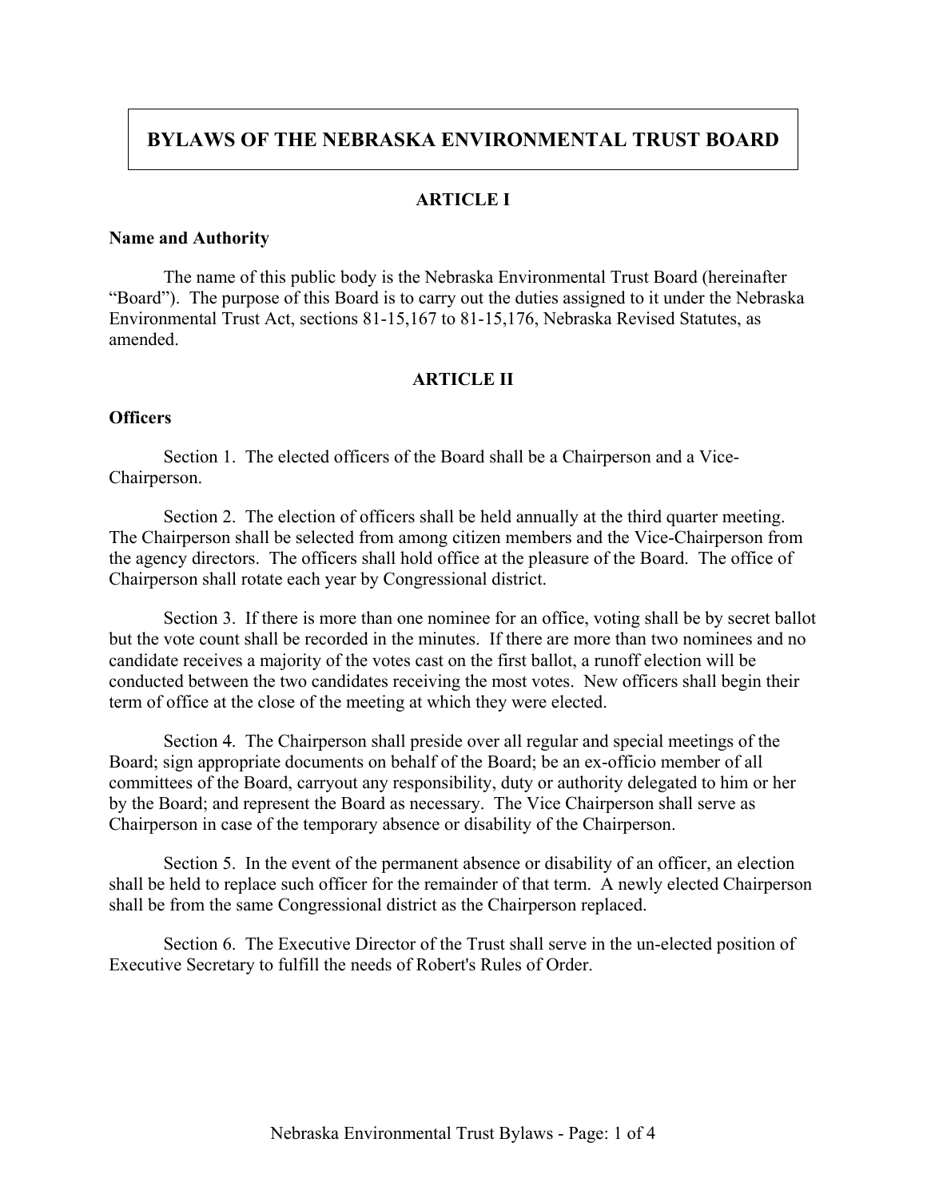# BYLAWS OF THE NEBRASKA ENVIRONMENTAL TRUST BOARD

## ARTICLE I

**Name and Authority**

The name of this public body is the Nebraska Environmental Trust Board (hereinafter "Board"). The purpose of this Board is to carry out the duties assigned to it under the Nebraska Environmental Trust Act, sections 81-15,167 to 81-15,176, Nebraska Revised Statutes, as amended.

## ARTICLE II

**Officers**

Section 1. The elected officers of the Board shall be a Chairperson and a Vice-Chairperson.

Section 2. The election of officers shall be held annually at the third quarter meeting. The Chairperson shall be selected from among citizen members and the Vice-Chairperson from the agency directors. The officers shall hold office at the pleasure of the Board. The office of Chairperson shall rotate each year by Congressional district.

Section 3. If there is more than one nominee for an office, voting shall be by secret ballot but the vote count shall be recorded in the minutes. If there are more than two nominees and no candidate receives a majority of the votes cast on the first ballot, a runoff election will be conducted between the two candidates receiving the most votes. New officers shall begin their term of office at the close of the meeting at which they were elected.

Section 4. The Chairperson shall preside over all regular and special meetings of the Board; sign appropriate documents on behalf of the Board; be an ex-officio member of all committees of the Board, carryout any responsibility, duty or authority delegated to him or her by the Board; and represent the Board as necessary. The Vice Chairperson shall serve as Chairperson in case of the temporary absence or disability of the Chairperson.

Section 5. In the event of the permanent absence or disability of an officer, an election shall be held to replace such officer for the remainder of that term. A newly elected Chairperson shall be from the same Congressional district as the Chairperson replaced.

Section 6. The Executive Director of the Trust shall serve in the un-elected position of Executive Secretary to fulfill the needs of Robert's Rules of Order.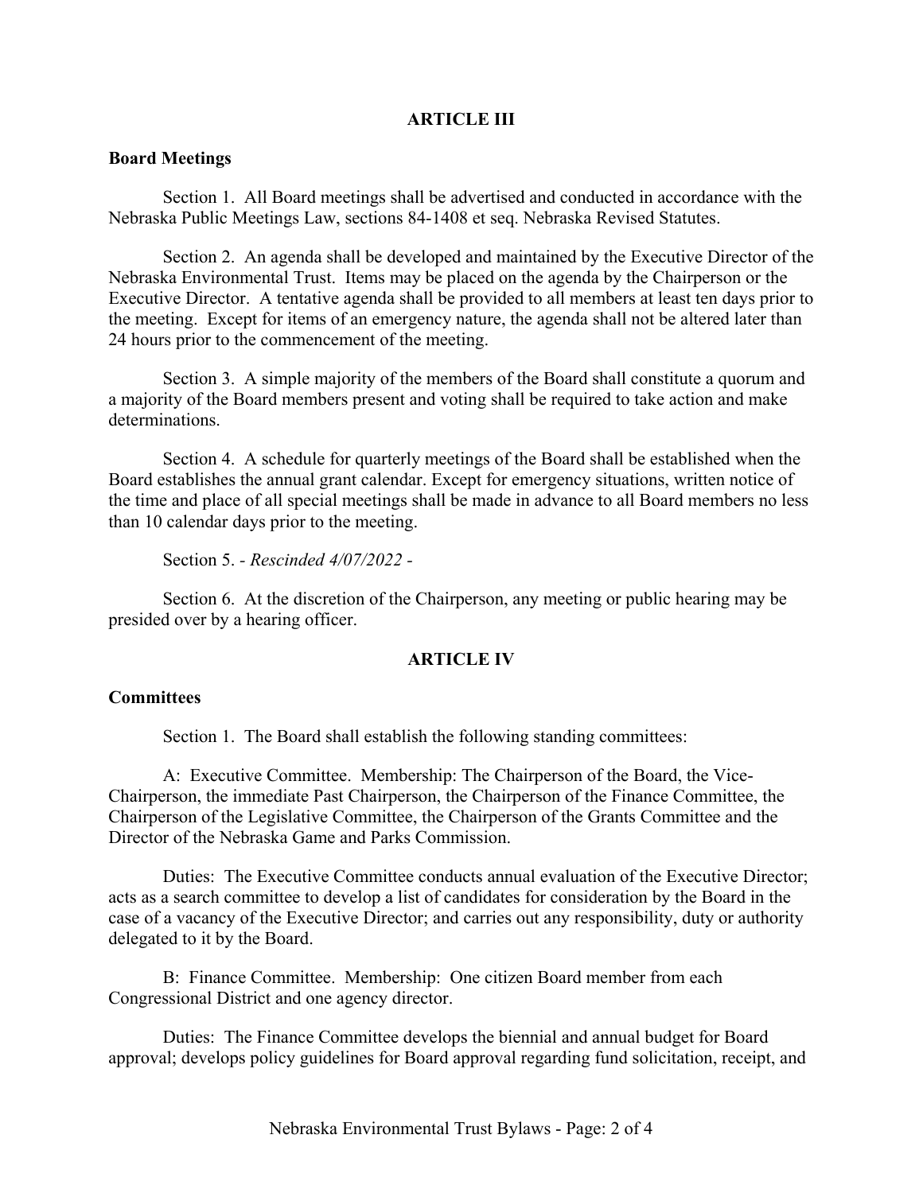## ARTICLE III

**Board Meetings**

Section 1. All Board meetings shall be advertised and conducted in accordance with the Nebraska Public Meetings Law, sections 84-1408 et seq. Nebraska Revised Statutes.

Section 2. An agenda shall be developed and maintained by the Executive Director of the Nebraska Environmental Trust. Items may be placed on the agenda by the Chairperson or the Executive Director. A tentative agenda shall be provided to all members at least ten days prior to the meeting. Except for items of an emergency nature, the agenda shall not be altered later than 24 hours prior to the commencement of the meeting.

Section 3. A simple majority of the members of the Board shall constitute a quorum and a majority of the Board members present and voting shall be required to take action and make determinations.

Section 4. A schedule for quarterly meetings of the Board shall be established when the Board establishes the annual grant calendar. Except for emergency situations, written notice of the time and place of all special meetings shall be made in advance to all Board members no less than 10 calendar days prior to the meeting.

Section 5. - *Rescinded 4/07/2022* -

Section 6. At the discretion of the Chairperson, any meeting or public hearing may be presided over by a hearing officer.

## ARTICLE IV

**Committees**

Section 1. The Board shall establish the following standing committees:

A: Executive Committee. Membership: The Chairperson of the Board, the Vice-Chairperson, the immediate Past Chairperson, the Chairperson of the Finance Committee, the Chairperson of the Legislative Committee, the Chairperson of the Grants Committee and the Director of the Nebraska Game and Parks Commission.

Duties: The Executive Committee conducts annual evaluation of the Executive Director; acts as a search committee to develop a list of candidates for consideration by the Board in the case of a vacancy of the Executive Director; and carries out any responsibility, duty or authority delegated to it by the Board.

B: Finance Committee. Membership: One citizen Board member from each Congressional District and one agency director.

Duties: The Finance Committee develops the biennial and annual budget for Board approval; develops policy guidelines for Board approval regarding fund solicitation, receipt, and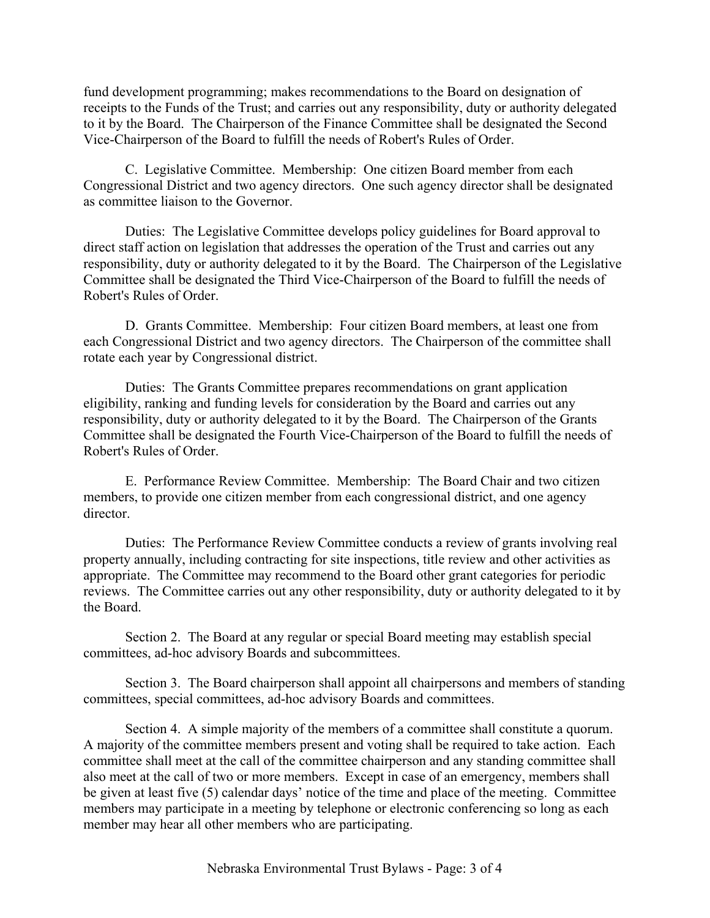fund development programming; makes recommendations to the Board on designation of receipts to the Funds of the Trust; and carries out any responsibility, duty or authority delegated to it by the Board. The Chairperson of the Finance Committee shall be designated the Second Vice-Chairperson of the Board to fulfill the needs of Robert's Rules of Order.

C. Legislative Committee. Membership: One citizen Board member from each Congressional District and two agency directors. One such agency director shall be designated as committee liaison to the Governor.

Duties: The Legislative Committee develops policy guidelines for Board approval to direct staff action on legislation that addresses the operation of the Trust and carries out any responsibility, duty or authority delegated to it by the Board. The Chairperson of the Legislative Committee shall be designated the Third Vice-Chairperson of the Board to fulfill the needs of Robert's Rules of Order.

D. Grants Committee. Membership: Four citizen Board members, at least one from each Congressional District and two agency directors. The Chairperson of the committee shall rotate each year by Congressional district.

Duties: The Grants Committee prepares recommendations on grant application eligibility, ranking and funding levels for consideration by the Board and carries out any responsibility, duty or authority delegated to it by the Board. The Chairperson of the Grants Committee shall be designated the Fourth Vice-Chairperson of the Board to fulfill the needs of Robert's Rules of Order.

E. Performance Review Committee. Membership: The Board Chair and two citizen members, to provide one citizen member from each congressional district, and one agency director.

Duties: The Performance Review Committee conducts a review of grants involving real property annually, including contracting for site inspections, title review and other activities as appropriate. The Committee may recommend to the Board other grant categories for periodic reviews. The Committee carries out any other responsibility, duty or authority delegated to it by the Board.

Section 2. The Board at any regular or special Board meeting may establish special committees, ad-hoc advisory Boards and subcommittees.

Section 3. The Board chairperson shall appoint all chairpersons and members of standing committees, special committees, ad-hoc advisory Boards and committees.

Section 4. A simple majority of the members of a committee shall constitute a quorum. A majority of the committee members present and voting shall be required to take action. Each committee shall meet at the call of the committee chairperson and any standing committee shall also meet at the call of two or more members. Except in case of an emergency, members shall be given at least five (5) calendar days' notice of the time and place of the meeting. Committee members may participate in a meeting by telephone or electronic conferencing so long as each member may hear all other members who are participating.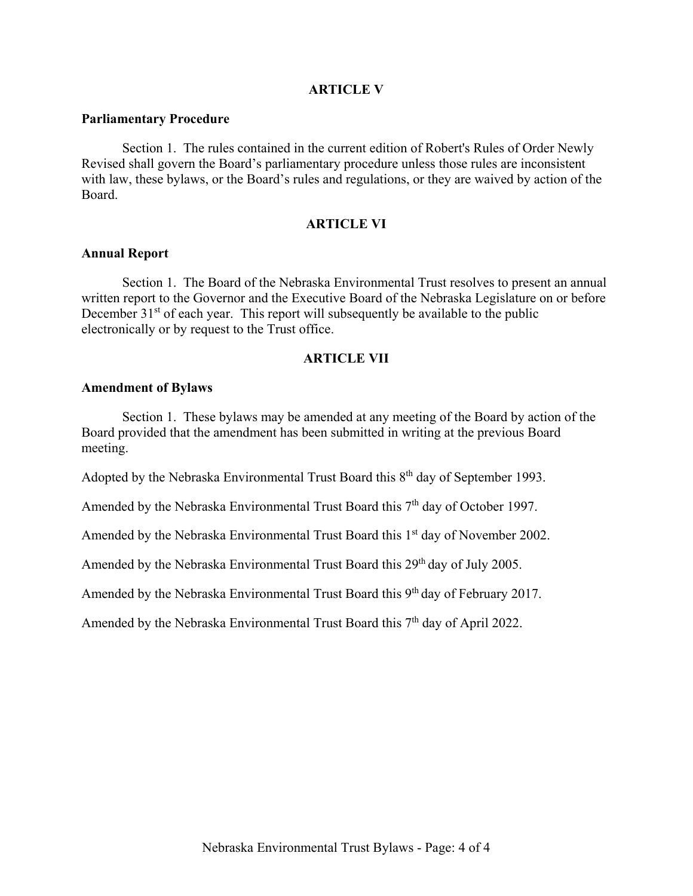## ARTICLE V

### Parliamentary Procedure

Section 1. The rules contained in the current edition of Robert's Rules of Order Newly Revised shall govern the Board's parliamentary procedure unless those rules are inconsistent with law, these bylaws, or the Board's rules and regulations, or they are waived by action of the Board.

## ARTICLE VI

### Annual Report

Section 1. The Board of the Nebraska Environmental Trust resolves to present an annual written report to the Governor and the Executive Board of the Nebraska Legislature on or before December 31st of each year. This report will subsequently be available to the public electronically or by request to the Trust office.

## ARTICLE VII

### Amendment of Bylaws

Section 1. These bylaws may be amended at any meeting of the Board by action of the Board provided that the amendment has been submitted in writing at the previous Board meeting.

Adopted by the Nebraska Environmental Trust Board this 8th day of September 1993.

Amended by the Nebraska Environmental Trust Board this 7th day of October 1997.

Amended by the Nebraska Environmental Trust Board this 1st day of November 2002.

Amended by the Nebraska Environmental Trust Board this 29th day of July 2005.

Amended by the Nebraska Environmental Trust Board this 9th day of February 2017.

Amended by the Nebraska Environmental Trust Board this 7th day of April 2022.